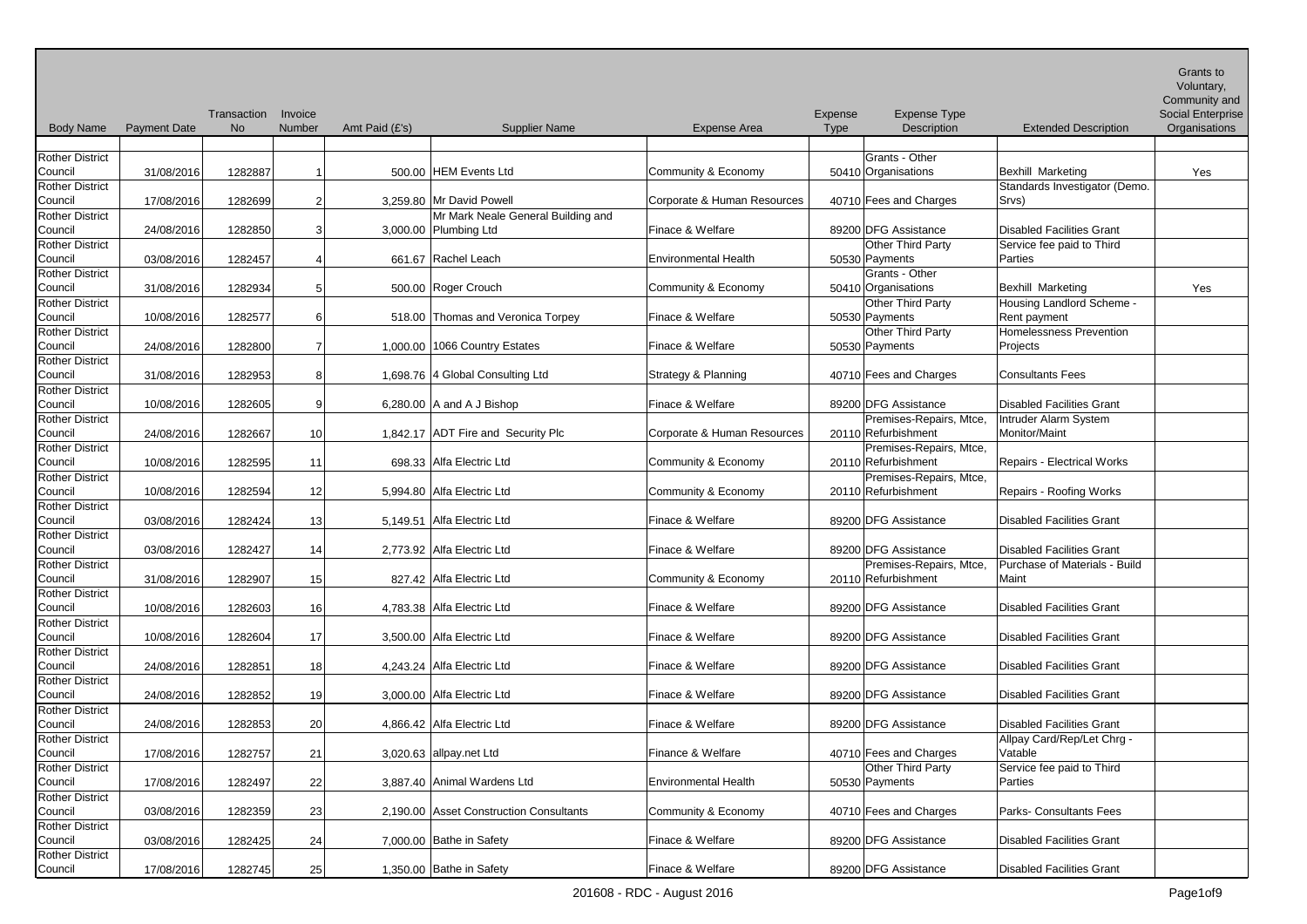| Body Name | Payment Date | Transaction No | Invoice Number | Amt Paid (£'s) | Supplier Name | Expense Area | Expense Type | Expense Type Description | Extended Description | Grants to Voluntary, Community and Social Enterprise Organisations |
|---|---|---|---|---|---|---|---|---|---|---|
| Rother District Council | 31/08/2016 | 1282887 | 1 | 500.00 | HEM Events Ltd | Community & Economy | 50410 | Grants - Other Organisations | Bexhill Marketing | Yes |
| Rother District Council | 17/08/2016 | 1282699 | 2 | 3,259.80 | Mr David Powell | Corporate & Human Resources | 40710 | Fees and Charges | Standards Investigator (Demo. Srvs) | |
| Rother District Council | 24/08/2016 | 1282850 | 3 | 3,000.00 | Mr Mark Neale General Building and Plumbing Ltd | Finace & Welfare | 89200 | DFG Assistance | Disabled Facilities Grant | |
| Rother District Council | 03/08/2016 | 1282457 | 4 | 661.67 | Rachel Leach | Environmental Health | 50530 | Other Third Party Payments | Service fee paid to Third Parties | |
| Rother District Council | 31/08/2016 | 1282934 | 5 | 500.00 | Roger Crouch | Community & Economy | 50410 | Grants - Other Organisations | Bexhill Marketing | Yes |
| Rother District Council | 10/08/2016 | 1282577 | 6 | 518.00 | Thomas and Veronica Torpey | Finace & Welfare | 50530 | Other Third Party Payments | Housing Landlord Scheme - Rent payment | |
| Rother District Council | 24/08/2016 | 1282800 | 7 | 1,000.00 | 1066 Country Estates | Finace & Welfare | 50530 | Other Third Party Payments | Homelessness Prevention Projects | |
| Rother District Council | 31/08/2016 | 1282953 | 8 | 1,698.76 | 4 Global Consulting Ltd | Strategy & Planning | 40710 | Fees and Charges | Consultants Fees | |
| Rother District Council | 10/08/2016 | 1282605 | 9 | 6,280.00 | A and A J Bishop | Finace & Welfare | 89200 | DFG Assistance | Disabled Facilities Grant | |
| Rother District Council | 24/08/2016 | 1282667 | 10 | 1,842.17 | ADT Fire and Security Plc | Corporate & Human Resources | 20110 | Premises-Repairs, Mtce, Refurbishment | Intruder Alarm System Monitor/Maint | |
| Rother District Council | 10/08/2016 | 1282595 | 11 | 698.33 | Alfa Electric Ltd | Community & Economy | 20110 | Premises-Repairs, Mtce, Refurbishment | Repairs - Electrical Works | |
| Rother District Council | 10/08/2016 | 1282594 | 12 | 5,994.80 | Alfa Electric Ltd | Community & Economy | 20110 | Premises-Repairs, Mtce, Refurbishment | Repairs - Roofing Works | |
| Rother District Council | 03/08/2016 | 1282424 | 13 | 5,149.51 | Alfa Electric Ltd | Finace & Welfare | 89200 | DFG Assistance | Disabled Facilities Grant | |
| Rother District Council | 03/08/2016 | 1282427 | 14 | 2,773.92 | Alfa Electric Ltd | Finace & Welfare | 89200 | DFG Assistance | Disabled Facilities Grant | |
| Rother District Council | 31/08/2016 | 1282907 | 15 | 827.42 | Alfa Electric Ltd | Community & Economy | 20110 | Premises-Repairs, Mtce, Refurbishment | Purchase of Materials - Build Maint | |
| Rother District Council | 10/08/2016 | 1282603 | 16 | 4,783.38 | Alfa Electric Ltd | Finace & Welfare | 89200 | DFG Assistance | Disabled Facilities Grant | |
| Rother District Council | 10/08/2016 | 1282604 | 17 | 3,500.00 | Alfa Electric Ltd | Finace & Welfare | 89200 | DFG Assistance | Disabled Facilities Grant | |
| Rother District Council | 24/08/2016 | 1282851 | 18 | 4,243.24 | Alfa Electric Ltd | Finace & Welfare | 89200 | DFG Assistance | Disabled Facilities Grant | |
| Rother District Council | 24/08/2016 | 1282852 | 19 | 3,000.00 | Alfa Electric Ltd | Finace & Welfare | 89200 | DFG Assistance | Disabled Facilities Grant | |
| Rother District Council | 24/08/2016 | 1282853 | 20 | 4,866.42 | Alfa Electric Ltd | Finace & Welfare | 89200 | DFG Assistance | Disabled Facilities Grant | |
| Rother District Council | 17/08/2016 | 1282757 | 21 | 3,020.63 | allpay.net Ltd | Finance & Welfare | 40710 | Fees and Charges | Allpay Card/Rep/Let Chrg - Vatable | |
| Rother District Council | 17/08/2016 | 1282497 | 22 | 3,887.40 | Animal Wardens Ltd | Environmental Health | 50530 | Other Third Party Payments | Service fee paid to Third Parties | |
| Rother District Council | 03/08/2016 | 1282359 | 23 | 2,190.00 | Asset Construction Consultants | Community & Economy | 40710 | Fees and Charges | Parks- Consultants Fees | |
| Rother District Council | 03/08/2016 | 1282425 | 24 | 7,000.00 | Bathe in Safety | Finace & Welfare | 89200 | DFG Assistance | Disabled Facilities Grant | |
| Rother District Council | 17/08/2016 | 1282745 | 25 | 1,350.00 | Bathe in Safety | Finace & Welfare | 89200 | DFG Assistance | Disabled Facilities Grant | |

201608 - RDC - August 2016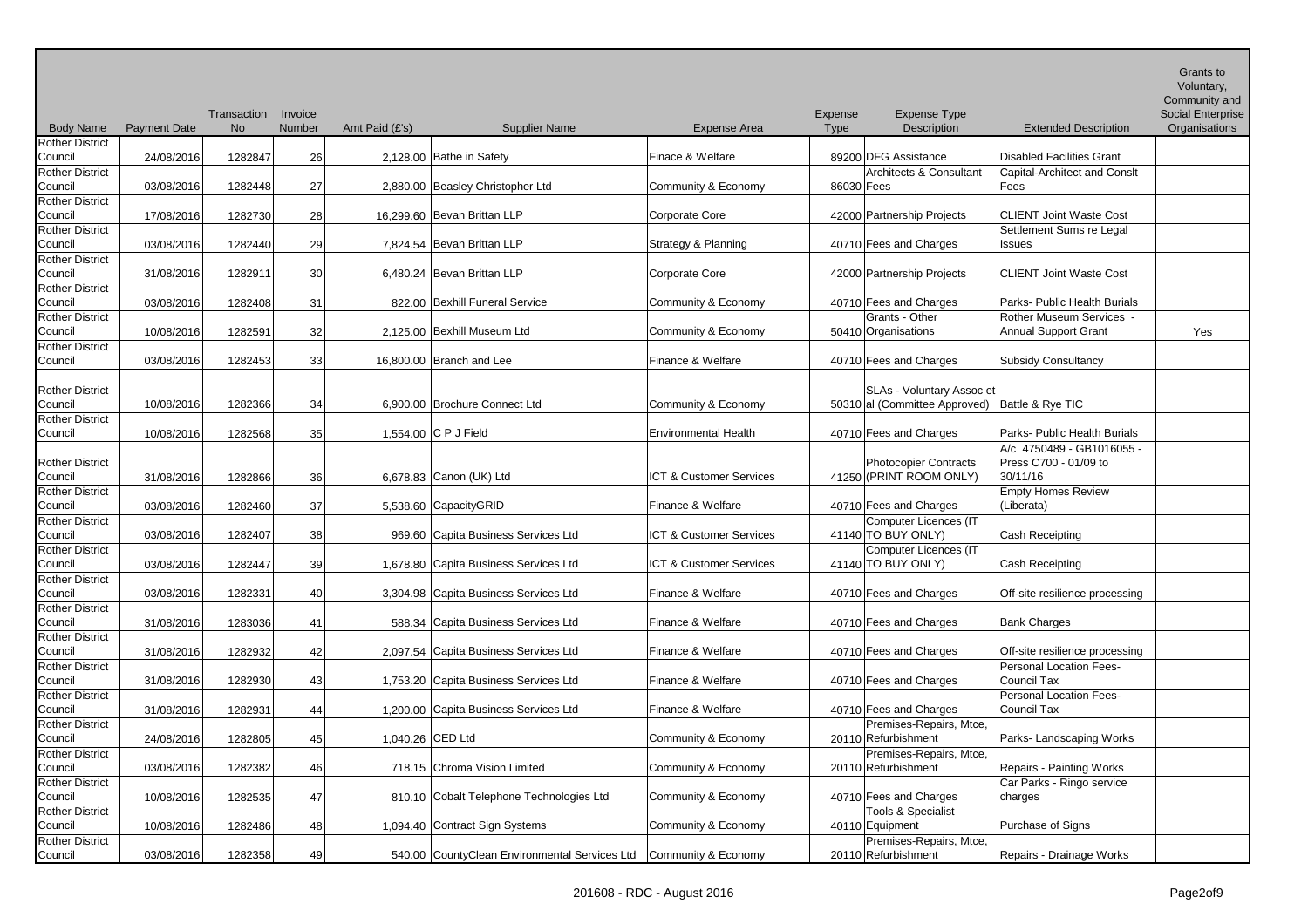| Body Name | Payment Date | Transaction No | Invoice Number | Amt Paid (£'s) | Supplier Name | Expense Area | Expense Type | Expense Type Description | Extended Description | Grants to Voluntary, Community and Social Enterprise Organisations |
|---|---|---|---|---|---|---|---|---|---|---|
| Rother District Council | 24/08/2016 | 1282847 | 26 | 2,128.00 | Bathe in Safety | Finace & Welfare | 89200 | DFG Assistance | Disabled Facilities Grant | |
| Rother District Council | 03/08/2016 | 1282448 | 27 | 2,880.00 | Beasley Christopher Ltd | Community & Economy | 86030 | Architects & Consultant Fees | Capital-Architect and Conslt Fees | |
| Rother District Council | 17/08/2016 | 1282730 | 28 | 16,299.60 | Bevan Brittan LLP | Corporate Core | 42000 | Partnership Projects | CLIENT Joint Waste Cost | |
| Rother District Council | 03/08/2016 | 1282440 | 29 | 7,824.54 | Bevan Brittan LLP | Strategy & Planning | 40710 | Fees and Charges | Settlement Sums re Legal Issues | |
| Rother District Council | 31/08/2016 | 1282911 | 30 | 6,480.24 | Bevan Brittan LLP | Corporate Core | 42000 | Partnership Projects | CLIENT Joint Waste Cost | |
| Rother District Council | 03/08/2016 | 1282408 | 31 | 822.00 | Bexhill Funeral Service | Community & Economy | 40710 | Fees and Charges | Parks- Public Health Burials | |
| Rother District Council | 10/08/2016 | 1282591 | 32 | 2,125.00 | Bexhill Museum Ltd | Community & Economy | 50410 | Grants - Other Organisations | Rother Museum Services - Annual Support Grant | Yes |
| Rother District Council | 03/08/2016 | 1282453 | 33 | 16,800.00 | Branch and Lee | Finance & Welfare | 40710 | Fees and Charges | Subsidy Consultancy | |
| Rother District Council | 10/08/2016 | 1282366 | 34 | 6,900.00 | Brochure Connect Ltd | Community & Economy | 50310 | SLAs - Voluntary Assoc et al (Committee Approved) | Battle & Rye TIC | |
| Rother District Council | 10/08/2016 | 1282568 | 35 | 1,554.00 | C P J Field | Environmental Health | 40710 | Fees and Charges | Parks- Public Health Burials | |
| Rother District Council | 31/08/2016 | 1282866 | 36 | 6,678.83 | Canon (UK) Ltd | ICT & Customer Services | 41250 | Photocopier Contracts (PRINT ROOM ONLY) | A/c 4750489 - GB1016055 - Press C700 - 01/09 to 30/11/16 | |
| Rother District Council | 03/08/2016 | 1282460 | 37 | 5,538.60 | CapacityGRID | Finance & Welfare | 40710 | Fees and Charges | Empty Homes Review (Liberata) | |
| Rother District Council | 03/08/2016 | 1282407 | 38 | 969.60 | Capita Business Services Ltd | ICT & Customer Services | 41140 | Computer Licences (IT TO BUY ONLY) | Cash Receipting | |
| Rother District Council | 03/08/2016 | 1282447 | 39 | 1,678.80 | Capita Business Services Ltd | ICT & Customer Services | 41140 | Computer Licences (IT TO BUY ONLY) | Cash Receipting | |
| Rother District Council | 03/08/2016 | 1282331 | 40 | 3,304.98 | Capita Business Services Ltd | Finance & Welfare | 40710 | Fees and Charges | Off-site resilience processing | |
| Rother District Council | 31/08/2016 | 1283036 | 41 | 588.34 | Capita Business Services Ltd | Finance & Welfare | 40710 | Fees and Charges | Bank Charges | |
| Rother District Council | 31/08/2016 | 1282932 | 42 | 2,097.54 | Capita Business Services Ltd | Finance & Welfare | 40710 | Fees and Charges | Off-site resilience processing | |
| Rother District Council | 31/08/2016 | 1282930 | 43 | 1,753.20 | Capita Business Services Ltd | Finance & Welfare | 40710 | Fees and Charges | Personal Location Fees- Council Tax | |
| Rother District Council | 31/08/2016 | 1282931 | 44 | 1,200.00 | Capita Business Services Ltd | Finance & Welfare | 40710 | Fees and Charges | Personal Location Fees- Council Tax | |
| Rother District Council | 24/08/2016 | 1282805 | 45 | 1,040.26 | CED Ltd | Community & Economy | 20110 | Premises-Repairs, Mtce, Refurbishment | Parks- Landscaping Works | |
| Rother District Council | 03/08/2016 | 1282382 | 46 | 718.15 | Chroma Vision Limited | Community & Economy | 20110 | Premises-Repairs, Mtce, Refurbishment | Repairs - Painting Works | |
| Rother District Council | 10/08/2016 | 1282535 | 47 | 810.10 | Cobalt Telephone Technologies Ltd | Community & Economy | 40710 | Fees and Charges | Car Parks - Ringo service charges | |
| Rother District Council | 10/08/2016 | 1282486 | 48 | 1,094.40 | Contract Sign Systems | Community & Economy | 40110 | Tools & Specialist Equipment | Purchase of Signs | |
| Rother District Council | 03/08/2016 | 1282358 | 49 | 540.00 | CountyClean Environmental Services Ltd | Community & Economy | 20110 | Premises-Repairs, Mtce, Refurbishment | Repairs - Drainage Works | |

201608 - RDC - August 2016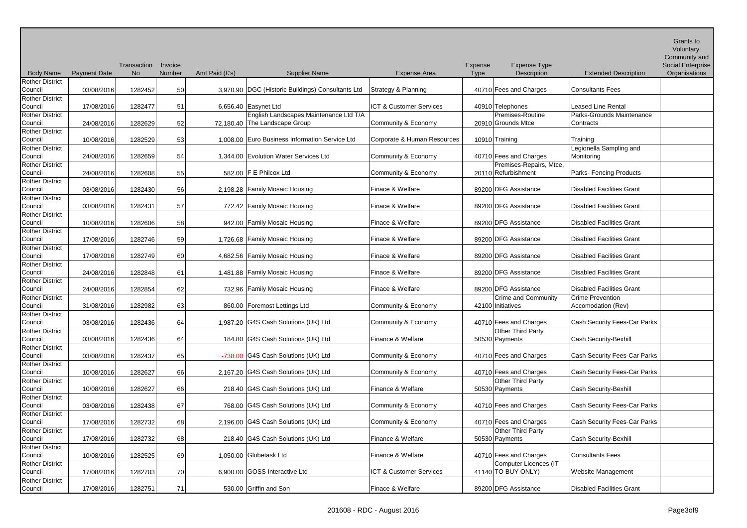| Body Name | Payment Date | Transaction No | Invoice Number | Amt Paid (£'s) | Supplier Name | Expense Area | Expense Type | Expense Type Description | Extended Description | Grants to Voluntary, Community and Social Enterprise Organisations |
|---|---|---|---|---|---|---|---|---|---|---|
| Rother District Council | 03/08/2016 | 1282452 | 50 | 3,970.90 | DGC (Historic Buildings) Consultants Ltd | Strategy & Planning | 40710 | Fees and Charges | Consultants Fees | |
| Rother District Council | 17/08/2016 | 1282477 | 51 | 6,656.40 | Easynet Ltd | ICT & Customer Services | 40910 | Telephones | Leased Line Rental | |
| Rother District Council | 24/08/2016 | 1282629 | 52 | 72,180.40 | English Landscapes Maintenance Ltd T/A The Landscape Group | Community & Economy | 20910 | Premises-Routine Grounds Mtce | Parks-Grounds Maintenance Contracts | |
| Rother District Council | 10/08/2016 | 1282529 | 53 | 1,008.00 | Euro Business Information Service Ltd | Corporate & Human Resources | 10910 | Training | Training | |
| Rother District Council | 24/08/2016 | 1282659 | 54 | 1,344.00 | Evolution Water Services Ltd | Community & Economy | 40710 | Fees and Charges | Legionella Sampling and Monitoring | |
| Rother District Council | 24/08/2016 | 1282608 | 55 | 582.00 | F E Philcox Ltd | Community & Economy | 20110 | Premises-Repairs, Mtce, Refurbishment | Parks- Fencing Products | |
| Rother District Council | 03/08/2016 | 1282430 | 56 | 2,198.28 | Family Mosaic Housing | Finace & Welfare | 89200 | DFG Assistance | Disabled Facilities Grant | |
| Rother District Council | 03/08/2016 | 1282431 | 57 | 772.42 | Family Mosaic Housing | Finace & Welfare | 89200 | DFG Assistance | Disabled Facilities Grant | |
| Rother District Council | 10/08/2016 | 1282606 | 58 | 942.00 | Family Mosaic Housing | Finace & Welfare | 89200 | DFG Assistance | Disabled Facilities Grant | |
| Rother District Council | 17/08/2016 | 1282746 | 59 | 1,726.68 | Family Mosaic Housing | Finace & Welfare | 89200 | DFG Assistance | Disabled Facilities Grant | |
| Rother District Council | 17/08/2016 | 1282749 | 60 | 4,682.56 | Family Mosaic Housing | Finace & Welfare | 89200 | DFG Assistance | Disabled Facilities Grant | |
| Rother District Council | 24/08/2016 | 1282848 | 61 | 1,481.88 | Family Mosaic Housing | Finace & Welfare | 89200 | DFG Assistance | Disabled Facilities Grant | |
| Rother District Council | 24/08/2016 | 1282854 | 62 | 732.96 | Family Mosaic Housing | Finace & Welfare | 89200 | DFG Assistance | Disabled Facilities Grant | |
| Rother District Council | 31/08/2016 | 1282982 | 63 | 860.00 | Foremost Lettings Ltd | Community & Economy | 42100 | Crime and Community Initiatives | Crime Prevention Accomodation (Rev) | |
| Rother District Council | 03/08/2016 | 1282436 | 64 | 1,987.20 | G4S Cash Solutions (UK) Ltd | Community & Economy | 40710 | Fees and Charges | Cash Security Fees-Car Parks | |
| Rother District Council | 03/08/2016 | 1282436 | 64 | 184.80 | G4S Cash Solutions (UK) Ltd | Finance & Welfare | 50530 | Other Third Party Payments | Cash Security-Bexhill | |
| Rother District Council | 03/08/2016 | 1282437 | 65 | -738.00 | G4S Cash Solutions (UK) Ltd | Community & Economy | 40710 | Fees and Charges | Cash Security Fees-Car Parks | |
| Rother District Council | 10/08/2016 | 1282627 | 66 | 2,167.20 | G4S Cash Solutions (UK) Ltd | Community & Economy | 40710 | Fees and Charges | Cash Security Fees-Car Parks | |
| Rother District Council | 10/08/2016 | 1282627 | 66 | 218.40 | G4S Cash Solutions (UK) Ltd | Finance & Welfare | 50530 | Other Third Party Payments | Cash Security-Bexhill | |
| Rother District Council | 03/08/2016 | 1282438 | 67 | 768.00 | G4S Cash Solutions (UK) Ltd | Community & Economy | 40710 | Fees and Charges | Cash Security Fees-Car Parks | |
| Rother District Council | 17/08/2016 | 1282732 | 68 | 2,196.00 | G4S Cash Solutions (UK) Ltd | Community & Economy | 40710 | Fees and Charges | Cash Security Fees-Car Parks | |
| Rother District Council | 17/08/2016 | 1282732 | 68 | 218.40 | G4S Cash Solutions (UK) Ltd | Finance & Welfare | 50530 | Other Third Party Payments | Cash Security-Bexhill | |
| Rother District Council | 10/08/2016 | 1282525 | 69 | 1,050.00 | Globetask Ltd | Finance & Welfare | 40710 | Fees and Charges | Consultants Fees | |
| Rother District Council | 17/08/2016 | 1282703 | 70 | 6,900.00 | GOSS Interactive Ltd | ICT & Customer Services | 41140 | Computer Licences (IT TO BUY ONLY) | Website Management | |
| Rother District Council | 17/08/2016 | 1282751 | 71 | 530.00 | Griffin and Son | Finance & Welfare | 89200 | DFG Assistance | Disabled Facilities Grant | |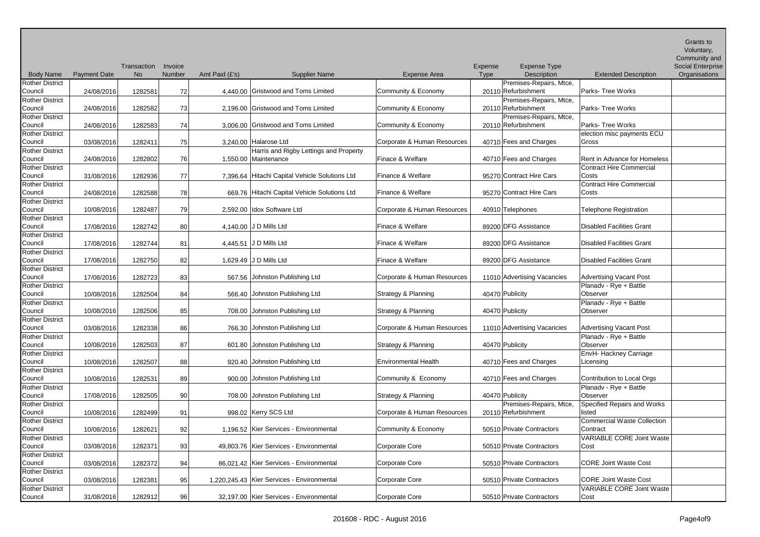| Body Name | Payment Date | Transaction No | Invoice Number | Amt Paid (£'s) | Supplier Name | Expense Area | Expense Type | Expense Type Description | Extended Description | Grants to Voluntary, Community and Social Enterprise Organisations |
|---|---|---|---|---|---|---|---|---|---|---|
| Rother District Council | 24/08/2016 | 1282581 | 72 | 4,440.00 | Gristwood and Toms Limited | Community & Economy | 20110 | Premises-Repairs, Mtce, Refurbishment | Parks- Tree Works | |
| Rother District Council | 24/08/2016 | 1282582 | 73 | 2,196.00 | Gristwood and Toms Limited | Community & Economy | 20110 | Premises-Repairs, Mtce, Refurbishment | Parks- Tree Works | |
| Rother District Council | 24/08/2016 | 1282583 | 74 | 3,006.00 | Gristwood and Toms Limited | Community & Economy | 20110 | Premises-Repairs, Mtce, Refurbishment | Parks- Tree Works | |
| Rother District Council | 03/08/2016 | 1282411 | 75 | 3,240.00 | Halarose Ltd | Corporate & Human Resources | 40710 | Fees and Charges | election misc payments ECU Gross | |
| Rother District Council | 24/08/2016 | 1282802 | 76 | 1,550.00 | Harris and Rigby Lettings and Property Maintenance | Finace & Welfare | 40710 | Fees and Charges | Rent in Advance for Homeless | |
| Rother District Council | 31/08/2016 | 1282936 | 77 | 7,396.64 | Hitachi Capital Vehicle Solutions Ltd | Finance & Welfare | 95270 | Contract Hire Cars | Contract Hire Commercial Costs | |
| Rother District Council | 24/08/2016 | 1282588 | 78 | 669.76 | Hitachi Capital Vehicle Solutions Ltd | Finance & Welfare | 95270 | Contract Hire Cars | Contract Hire Commercial Costs | |
| Rother District Council | 10/08/2016 | 1282487 | 79 | 2,592.00 | Idox Software Ltd | Corporate & Human Resources | 40910 | Telephones | Telephone Registration | |
| Rother District Council | 17/08/2016 | 1282742 | 80 | 4,140.00 | J D Mills Ltd | Finace & Welfare | 89200 | DFG Assistance | Disabled Facilities Grant | |
| Rother District Council | 17/08/2016 | 1282744 | 81 | 4,445.51 | J D Mills Ltd | Finace & Welfare | 89200 | DFG Assistance | Disabled Facilities Grant | |
| Rother District Council | 17/08/2016 | 1282750 | 82 | 1,629.49 | J D Mills Ltd | Finace & Welfare | 89200 | DFG Assistance | Disabled Facilities Grant | |
| Rother District Council | 17/08/2016 | 1282723 | 83 | 567.56 | Johnston Publishing Ltd | Corporate & Human Resources | 11010 | Advertising Vacancies | Advertising Vacant Post | |
| Rother District Council | 10/08/2016 | 1282504 | 84 | 566.40 | Johnston Publishing Ltd | Strategy & Planning | 40470 | Publicity | Planadv - Rye + Battle Observer | |
| Rother District Council | 10/08/2016 | 1282506 | 85 | 708.00 | Johnston Publishing Ltd | Strategy & Planning | 40470 | Publicity | Planadv - Rye + Battle Observer | |
| Rother District Council | 03/08/2016 | 1282338 | 86 | 766.30 | Johnston Publishing Ltd | Corporate & Human Resources | 11010 | Advertising Vacancies | Advertising Vacant Post | |
| Rother District Council | 10/08/2016 | 1282503 | 87 | 601.80 | Johnston Publishing Ltd | Strategy & Planning | 40470 | Publicity | Planadv - Rye + Battle Observer | |
| Rother District Council | 10/08/2016 | 1282507 | 88 | 920.40 | Johnston Publishing Ltd | Environmental Health | 40710 | Fees and Charges | EnvH- Hackney Carriage Licensing | |
| Rother District Council | 10/08/2016 | 1282531 | 89 | 900.00 | Johnston Publishing Ltd | Community & Economy | 40710 | Fees and Charges | Contribution to Local Orgs | |
| Rother District Council | 17/08/2016 | 1282505 | 90 | 708.00 | Johnston Publishing Ltd | Strategy & Planning | 40470 | Publicity | Planadv - Rye + Battle Observer | |
| Rother District Council | 10/08/2016 | 1282499 | 91 | 998.02 | Kerry SCS Ltd | Corporate & Human Resources | 20110 | Premises-Repairs, Mtce, Refurbishment | Specified Repairs and Works listed | |
| Rother District Council | 10/08/2016 | 1282621 | 92 | 1,196.52 | Kier Services - Environmental | Community & Economy | 50510 | Private Contractors | Commercial Waste Collection Contract | |
| Rother District Council | 03/08/2016 | 1282371 | 93 | 49,803.76 | Kier Services - Environmental | Corporate Core | 50510 | Private Contractors | VARIABLE CORE Joint Waste Cost | |
| Rother District Council | 03/08/2016 | 1282372 | 94 | 86,021.42 | Kier Services - Environmental | Corporate Core | 50510 | Private Contractors | CORE Joint Waste Cost | |
| Rother District Council | 03/08/2016 | 1282381 | 95 | 1,220,245.43 | Kier Services - Environmental | Corporate Core | 50510 | Private Contractors | CORE Joint Waste Cost | |
| Rother District Council | 31/08/2016 | 1282912 | 96 | 32,197.00 | Kier Services - Environmental | Corporate Core | 50510 | Private Contractors | VARIABLE CORE Joint Waste Cost | |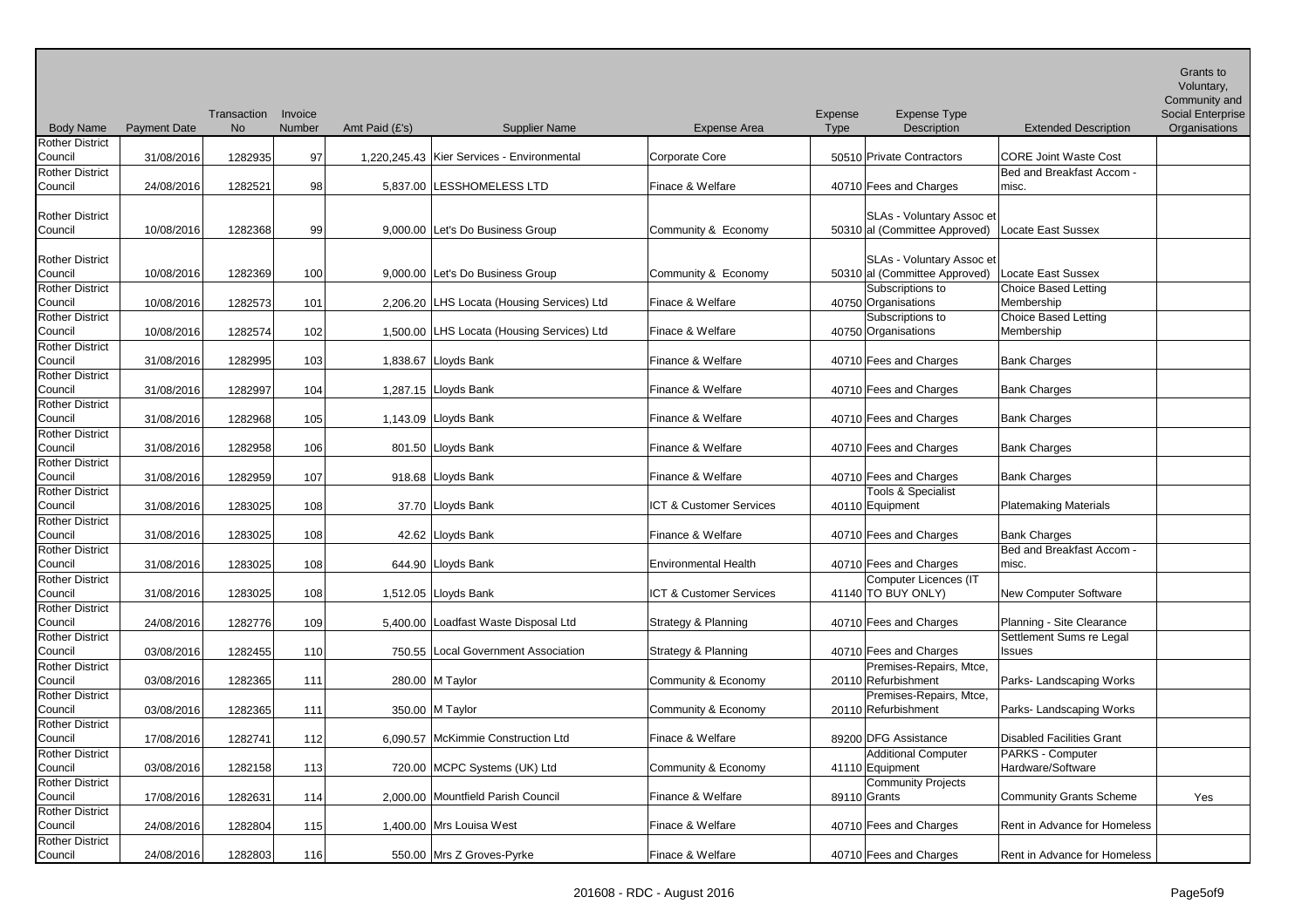| Body Name | Payment Date | Transaction No | Invoice Number | Amt Paid (£'s) | Supplier Name | Expense Area | Expense Type | Expense Type Description | Extended Description | Grants to Voluntary, Community and Social Enterprise Organisations |
|---|---|---|---|---|---|---|---|---|---|---|
| Rother District Council | 31/08/2016 | 1282935 | 97 | 1,220,245.43 | Kier Services - Environmental | Corporate Core | 50510 | Private Contractors | CORE Joint Waste Cost | |
| Rother District Council | 24/08/2016 | 1282521 | 98 | 5,837.00 | LESSHOMELESS LTD | Finace & Welfare | 40710 | Fees and Charges | Bed and Breakfast Accom - misc. | |
| Rother District Council | 10/08/2016 | 1282368 | 99 | 9,000.00 | Let's Do Business Group | Community & Economy | 50310 | SLAs - Voluntary Assoc etal (Committee Approved) | Locate East Sussex | |
| Rother District Council | 10/08/2016 | 1282369 | 100 | 9,000.00 | Let's Do Business Group | Community & Economy | 50310 | SLAs - Voluntary Assoc etal (Committee Approved) | Locate East Sussex | |
| Rother District Council | 10/08/2016 | 1282573 | 101 | 2,206.20 | LHS Locata (Housing Services) Ltd | Finace & Welfare | 40750 | Subscriptions to Organisations | Choice Based Letting Membership | |
| Rother District Council | 10/08/2016 | 1282574 | 102 | 1,500.00 | LHS Locata (Housing Services) Ltd | Finace & Welfare | 40750 | Subscriptions to Organisations | Choice Based Letting Membership | |
| Rother District Council | 31/08/2016 | 1282995 | 103 | 1,838.67 | Lloyds Bank | Finance & Welfare | 40710 | Fees and Charges | Bank Charges | |
| Rother District Council | 31/08/2016 | 1282997 | 104 | 1,287.15 | Lloyds Bank | Finance & Welfare | 40710 | Fees and Charges | Bank Charges | |
| Rother District Council | 31/08/2016 | 1282968 | 105 | 1,143.09 | Lloyds Bank | Finance & Welfare | 40710 | Fees and Charges | Bank Charges | |
| Rother District Council | 31/08/2016 | 1282958 | 106 | 801.50 | Lloyds Bank | Finance & Welfare | 40710 | Fees and Charges | Bank Charges | |
| Rother District Council | 31/08/2016 | 1282959 | 107 | 918.68 | Lloyds Bank | Finance & Welfare | 40710 | Fees and Charges | Bank Charges | |
| Rother District Council | 31/08/2016 | 1283025 | 108 | 37.70 | Lloyds Bank | ICT & Customer Services | 40110 | Tools & Specialist Equipment | Platemaking Materials | |
| Rother District Council | 31/08/2016 | 1283025 | 108 | 42.62 | Lloyds Bank | Finance & Welfare | 40710 | Fees and Charges | Bank Charges | |
| Rother District Council | 31/08/2016 | 1283025 | 108 | 644.90 | Lloyds Bank | Environmental Health | 40710 | Fees and Charges | Bed and Breakfast Accom - misc. | |
| Rother District Council | 31/08/2016 | 1283025 | 108 | 1,512.05 | Lloyds Bank | ICT & Customer Services | 41140 | Computer Licences (IT TO BUY ONLY) | New Computer Software | |
| Rother District Council | 24/08/2016 | 1282776 | 109 | 5,400.00 | Loadfast Waste Disposal Ltd | Strategy & Planning | 40710 | Fees and Charges | Planning - Site Clearance | |
| Rother District Council | 03/08/2016 | 1282455 | 110 | 750.55 | Local Government Association | Strategy & Planning | 40710 | Fees and Charges | Settlement Sums re Legal Issues | |
| Rother District Council | 03/08/2016 | 1282365 | 111 | 280.00 | M Taylor | Community & Economy | 20110 | Premises-Repairs, Mtce, Refurbishment | Parks- Landscaping Works | |
| Rother District Council | 03/08/2016 | 1282365 | 111 | 350.00 | M Taylor | Community & Economy | 20110 | Premises-Repairs, Mtce, Refurbishment | Parks- Landscaping Works | |
| Rother District Council | 17/08/2016 | 1282741 | 112 | 6,090.57 | McKimmie Construction Ltd | Finace & Welfare | 89200 | DFG Assistance | Disabled Facilities Grant | |
| Rother District Council | 03/08/2016 | 1282158 | 113 | 720.00 | MCPC Systems (UK) Ltd | Community & Economy | 41110 | Additional Computer Equipment | PARKS - Computer Hardware/Software | |
| Rother District Council | 17/08/2016 | 1282631 | 114 | 2,000.00 | Mountfield Parish Council | Finace & Welfare | 89110 | Community Projects Grants | Community Grants Scheme | Yes |
| Rother District Council | 24/08/2016 | 1282804 | 115 | 1,400.00 | Mrs Louisa West | Finace & Welfare | 40710 | Fees and Charges | Rent in Advance for Homeless | |
| Rother District Council | 24/08/2016 | 1282803 | 116 | 550.00 | Mrs Z Groves-Pyrke | Finace & Welfare | 40710 | Fees and Charges | Rent in Advance for Homeless | |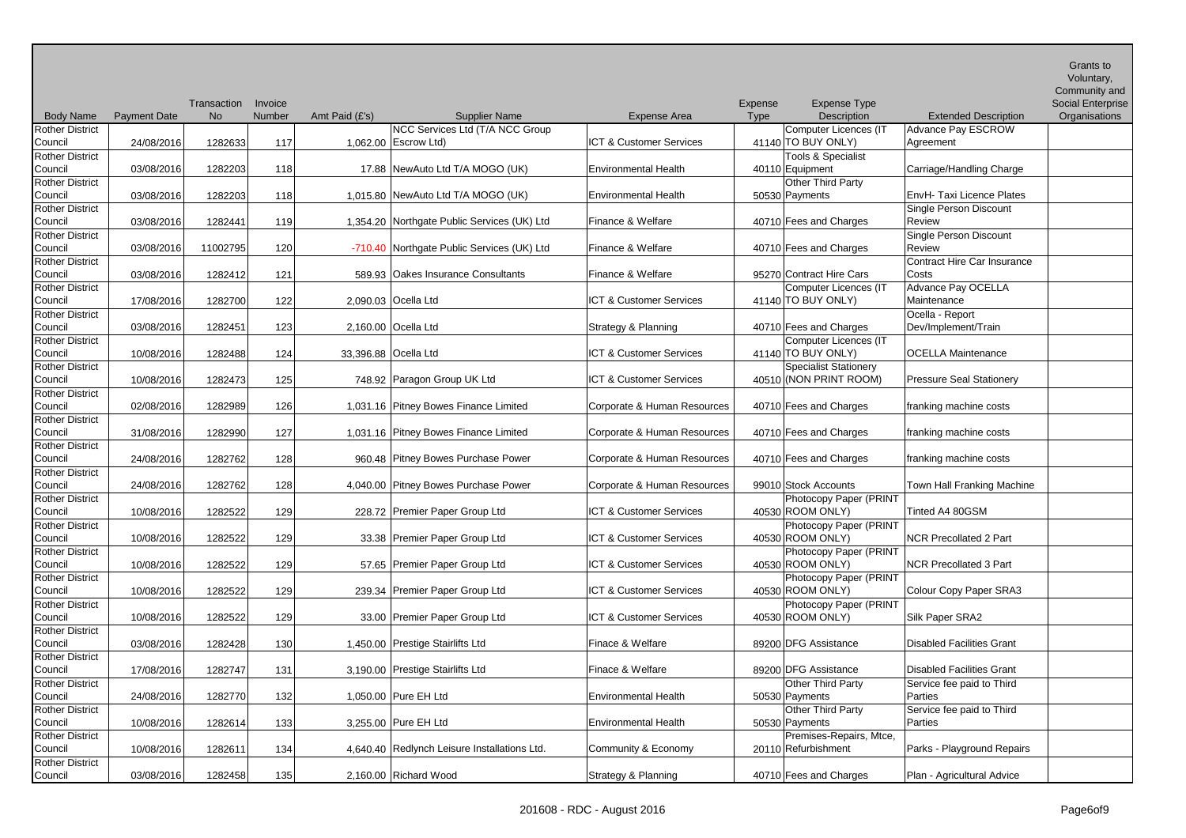| Body Name | Payment Date | Transaction No | Invoice Number | Amt Paid (£'s) | Supplier Name | Expense Area | Expense Type | Expense Type Description | Extended Description | Grants to Voluntary, Community and Social Enterprise Organisations |
|---|---|---|---|---|---|---|---|---|---|---|
| Rother District Council | 24/08/2016 | 1282633 | 117 | 1,062.00 | NCC Services Ltd (T/A NCC Group Escrow Ltd) | ICT & Customer Services | 41140 | Computer Licences (IT TO BUY ONLY) | Advance Pay ESCROW Agreement | |
| Rother District Council | 03/08/2016 | 1282203 | 118 | 17.88 | NewAuto Ltd T/A MOGO (UK) | Environmental Health | 40110 | Tools & Specialist Equipment | Carriage/Handling Charge | |
| Rother District Council | 03/08/2016 | 1282203 | 118 | 1,015.80 | NewAuto Ltd T/A MOGO (UK) | Environmental Health | 50530 | Other Third Party Payments | EnvH- Taxi Licence Plates | |
| Rother District Council | 03/08/2016 | 1282441 | 119 | 1,354.20 | Northgate Public Services (UK) Ltd | Finance & Welfare | 40710 | Fees and Charges | Single Person Discount Review | |
| Rother District Council | 03/08/2016 | 11002795 | 120 | -710.40 | Northgate Public Services (UK) Ltd | Finance & Welfare | 40710 | Fees and Charges | Single Person Discount Review | |
| Rother District Council | 03/08/2016 | 1282412 | 121 | 589.93 | Oakes Insurance Consultants | Finance & Welfare | 95270 | Contract Hire Cars | Contract Hire Car Insurance Costs | |
| Rother District Council | 17/08/2016 | 1282700 | 122 | 2,090.03 | Ocella Ltd | ICT & Customer Services | 41140 | Computer Licences (IT TO BUY ONLY) | Advance Pay OCELLA Maintenance | |
| Rother District Council | 03/08/2016 | 1282451 | 123 | 2,160.00 | Ocella Ltd | Strategy & Planning | 40710 | Fees and Charges | Ocella - Report Dev/Implement/Train | |
| Rother District Council | 10/08/2016 | 1282488 | 124 | 33,396.88 | Ocella Ltd | ICT & Customer Services | 41140 | Computer Licences (IT TO BUY ONLY) | OCELLA Maintenance | |
| Rother District Council | 10/08/2016 | 1282473 | 125 | 748.92 | Paragon Group UK Ltd | ICT & Customer Services | 40510 | Specialist Stationery (NON PRINT ROOM) | Pressure Seal Stationery | |
| Rother District Council | 02/08/2016 | 1282989 | 126 | 1,031.16 | Pitney Bowes Finance Limited | Corporate & Human Resources | 40710 | Fees and Charges | franking machine costs | |
| Rother District Council | 31/08/2016 | 1282990 | 127 | 1,031.16 | Pitney Bowes Finance Limited | Corporate & Human Resources | 40710 | Fees and Charges | franking machine costs | |
| Rother District Council | 24/08/2016 | 1282762 | 128 | 960.48 | Pitney Bowes Purchase Power | Corporate & Human Resources | 40710 | Fees and Charges | franking machine costs | |
| Rother District Council | 24/08/2016 | 1282762 | 128 | 4,040.00 | Pitney Bowes Purchase Power | Corporate & Human Resources | 99010 | Stock Accounts | Town Hall Franking Machine | |
| Rother District Council | 10/08/2016 | 1282522 | 129 | 228.72 | Premier Paper Group Ltd | ICT & Customer Services | 40530 | Photocopy Paper (PRINT ROOM ONLY) | Tinted A4 80GSM | |
| Rother District Council | 10/08/2016 | 1282522 | 129 | 33.38 | Premier Paper Group Ltd | ICT & Customer Services | 40530 | Photocopy Paper (PRINT ROOM ONLY) | NCR Precollated 2 Part | |
| Rother District Council | 10/08/2016 | 1282522 | 129 | 57.65 | Premier Paper Group Ltd | ICT & Customer Services | 40530 | Photocopy Paper (PRINT ROOM ONLY) | NCR Precollated 3 Part | |
| Rother District Council | 10/08/2016 | 1282522 | 129 | 239.34 | Premier Paper Group Ltd | ICT & Customer Services | 40530 | Photocopy Paper (PRINT ROOM ONLY) | Colour Copy Paper SRA3 | |
| Rother District Council | 10/08/2016 | 1282522 | 129 | 33.00 | Premier Paper Group Ltd | ICT & Customer Services | 40530 | Photocopy Paper (PRINT ROOM ONLY) | Silk Paper SRA2 | |
| Rother District Council | 03/08/2016 | 1282428 | 130 | 1,450.00 | Prestige Stairlifts Ltd | Finace & Welfare | 89200 | DFG Assistance | Disabled Facilities Grant | |
| Rother District Council | 17/08/2016 | 1282747 | 131 | 3,190.00 | Prestige Stairlifts Ltd | Finace & Welfare | 89200 | DFG Assistance | Disabled Facilities Grant | |
| Rother District Council | 24/08/2016 | 1282770 | 132 | 1,050.00 | Pure EH Ltd | Environmental Health | 50530 | Other Third Party Payments | Service fee paid to Third Parties | |
| Rother District Council | 10/08/2016 | 1282614 | 133 | 3,255.00 | Pure EH Ltd | Environmental Health | 50530 | Other Third Party Payments | Service fee paid to Third Parties | |
| Rother District Council | 10/08/2016 | 1282611 | 134 | 4,640.40 | Redlynch Leisure Installations Ltd. | Community & Economy | 20110 | Premises-Repairs, Mtce, Refurbishment | Parks - Playground Repairs | |
| Rother District Council | 03/08/2016 | 1282458 | 135 | 2,160.00 | Richard Wood | Strategy & Planning | 40710 | Fees and Charges | Plan - Agricultural Advice | |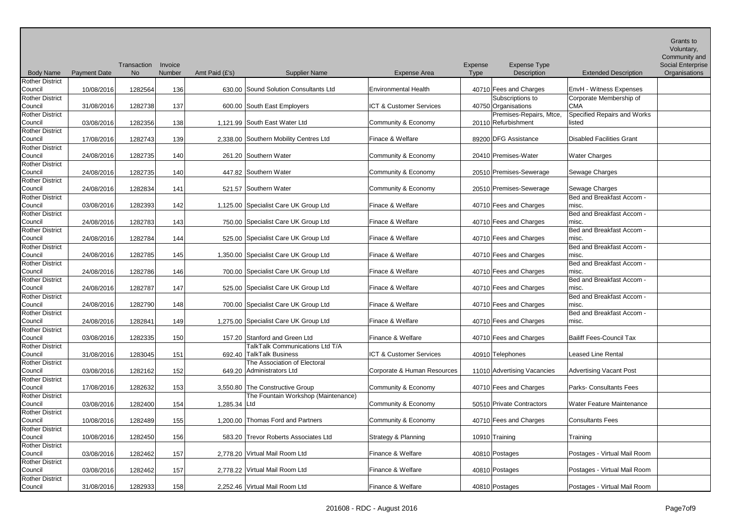| Body Name | Payment Date | Transaction No | Invoice Number | Amt Paid (£'s) | Supplier Name | Expense Area | Expense Type | Expense Type Description | Extended Description | Grants to Voluntary, Community and Social Enterprise Organisations |
|---|---|---|---|---|---|---|---|---|---|---|
| Rother District Council | 10/08/2016 | 1282564 | 136 | 630.00 | Sound Solution Consultants Ltd | Environmental Health | 40710 | Fees and Charges | EnvH - Witness Expenses | |
| Rother District Council | 31/08/2016 | 1282738 | 137 | 600.00 | South East Employers | ICT & Customer Services | 40750 | Subscriptions to Organisations | Corporate Membership of CMA | |
| Rother District Council | 03/08/2016 | 1282356 | 138 | 1,121.99 | South East Water Ltd | Community & Economy | 20110 | Premises-Repairs, Mtce, Refurbishment | Specified Repairs and Works listed | |
| Rother District Council | 17/08/2016 | 1282743 | 139 | 2,338.00 | Southern Mobility Centres Ltd | Finace & Welfare | 89200 | DFG Assistance | Disabled Facilities Grant | |
| Rother District Council | 24/08/2016 | 1282735 | 140 | 261.20 | Southern Water | Community & Economy | 20410 | Premises-Water | Water Charges | |
| Rother District Council | 24/08/2016 | 1282735 | 140 | 447.82 | Southern Water | Community & Economy | 20510 | Premises-Sewerage | Sewage Charges | |
| Rother District Council | 24/08/2016 | 1282834 | 141 | 521.57 | Southern Water | Community & Economy | 20510 | Premises-Sewerage | Sewage Charges | |
| Rother District Council | 03/08/2016 | 1282393 | 142 | 1,125.00 | Specialist Care UK Group Ltd | Finace & Welfare | 40710 | Fees and Charges | Bed and Breakfast Accom - misc. | |
| Rother District Council | 24/08/2016 | 1282783 | 143 | 750.00 | Specialist Care UK Group Ltd | Finace & Welfare | 40710 | Fees and Charges | Bed and Breakfast Accom - misc. | |
| Rother District Council | 24/08/2016 | 1282784 | 144 | 525.00 | Specialist Care UK Group Ltd | Finace & Welfare | 40710 | Fees and Charges | Bed and Breakfast Accom - misc. | |
| Rother District Council | 24/08/2016 | 1282785 | 145 | 1,350.00 | Specialist Care UK Group Ltd | Finace & Welfare | 40710 | Fees and Charges | Bed and Breakfast Accom - misc. | |
| Rother District Council | 24/08/2016 | 1282786 | 146 | 700.00 | Specialist Care UK Group Ltd | Finace & Welfare | 40710 | Fees and Charges | Bed and Breakfast Accom - misc. | |
| Rother District Council | 24/08/2016 | 1282787 | 147 | 525.00 | Specialist Care UK Group Ltd | Finace & Welfare | 40710 | Fees and Charges | Bed and Breakfast Accom - misc. | |
| Rother District Council | 24/08/2016 | 1282790 | 148 | 700.00 | Specialist Care UK Group Ltd | Finace & Welfare | 40710 | Fees and Charges | Bed and Breakfast Accom - misc. | |
| Rother District Council | 24/08/2016 | 1282841 | 149 | 1,275.00 | Specialist Care UK Group Ltd | Finace & Welfare | 40710 | Fees and Charges | Bed and Breakfast Accom - misc. | |
| Rother District Council | 03/08/2016 | 1282335 | 150 | 157.20 | Stanford and Green Ltd | Finance & Welfare | 40710 | Fees and Charges | Bailiff Fees-Council Tax | |
| Rother District Council | 31/08/2016 | 1283045 | 151 | 692.40 | TalkTalk Communications Ltd T/A TalkTalk Business | ICT & Customer Services | 40910 | Telephones | Leased Line Rental | |
| Rother District Council | 03/08/2016 | 1282162 | 152 | 649.20 | The Association of Electoral Administrators Ltd | Corporate & Human Resources | 11010 | Advertising Vacancies | Advertising Vacant Post | |
| Rother District Council | 17/08/2016 | 1282632 | 153 | 3,550.80 | The Constructive Group | Community & Economy | 40710 | Fees and Charges | Parks- Consultants Fees | |
| Rother District Council | 03/08/2016 | 1282400 | 154 | 1,285.34 | The Fountain Workshop (Maintenance) Ltd | Community & Economy | 50510 | Private Contractors | Water Feature Maintenance | |
| Rother District Council | 10/08/2016 | 1282489 | 155 | 1,200.00 | Thomas Ford and Partners | Community & Economy | 40710 | Fees and Charges | Consultants Fees | |
| Rother District Council | 10/08/2016 | 1282450 | 156 | 583.20 | Trevor Roberts Associates Ltd | Strategy & Planning | 10910 | Training | Training | |
| Rother District Council | 03/08/2016 | 1282462 | 157 | 2,778.20 | Virtual Mail Room Ltd | Finance & Welfare | 40810 | Postages | Postages - Virtual Mail Room | |
| Rother District Council | 03/08/2016 | 1282462 | 157 | 2,778.22 | Virtual Mail Room Ltd | Finance & Welfare | 40810 | Postages | Postages - Virtual Mail Room | |
| Rother District Council | 31/08/2016 | 1282933 | 158 | 2,252.46 | Virtual Mail Room Ltd | Finance & Welfare | 40810 | Postages | Postages - Virtual Mail Room | |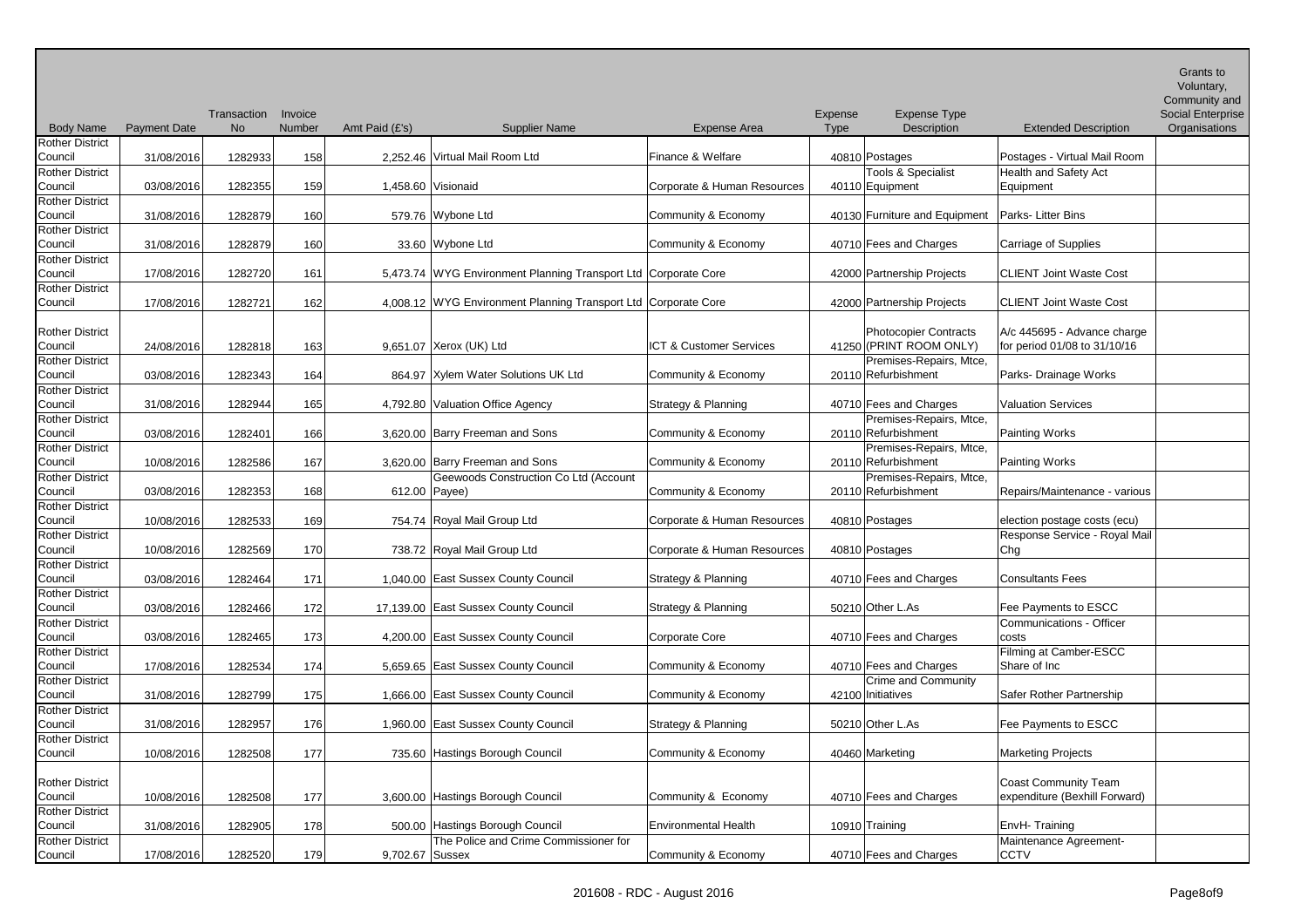| Body Name | Payment Date | Transaction No | Invoice Number | Amt Paid (£'s) | Supplier Name | Expense Area | Expense Type | Expense Type Description | Extended Description | Grants to Voluntary, Community and Social Enterprise Organisations |
|---|---|---|---|---|---|---|---|---|---|---|
| Rother District Council | 31/08/2016 | 1282933 | 158 | 2,252.46 | Virtual Mail Room Ltd | Finance & Welfare | 40810 | Postages | Postages - Virtual Mail Room | |
| Rother District Council | 03/08/2016 | 1282355 | 159 | 1,458.60 | Visionaid | Corporate & Human Resources | 40110 | Tools & Specialist Equipment | Health and Safety Act Equipment | |
| Rother District Council | 31/08/2016 | 1282879 | 160 | 579.76 | Wybone Ltd | Community & Economy | 40130 | Furniture and Equipment | Parks- Litter Bins | |
| Rother District Council | 31/08/2016 | 1282879 | 160 | 33.60 | Wybone Ltd | Community & Economy | 40710 | Fees and Charges | Carriage of Supplies | |
| Rother District Council | 17/08/2016 | 1282720 | 161 | 5,473.74 | WYG Environment Planning Transport Ltd | Corporate Core | 42000 | Partnership Projects | CLIENT Joint Waste Cost | |
| Rother District Council | 17/08/2016 | 1282721 | 162 | 4,008.12 | WYG Environment Planning Transport Ltd | Corporate Core | 42000 | Partnership Projects | CLIENT Joint Waste Cost | |
| Rother District Council | 24/08/2016 | 1282818 | 163 | 9,651.07 | Xerox (UK) Ltd | ICT & Customer Services | 41250 | Photocopier Contracts (PRINT ROOM ONLY) | A/c 445695 - Advance charge for period 01/08 to 31/10/16 | |
| Rother District Council | 03/08/2016 | 1282343 | 164 | 864.97 | Xylem Water Solutions UK Ltd | Community & Economy | 20110 | Premises-Repairs, Mtce, Refurbishment | Parks- Drainage Works | |
| Rother District Council | 31/08/2016 | 1282944 | 165 | 4,792.80 | Valuation Office Agency | Strategy & Planning | 40710 | Fees and Charges | Valuation Services | |
| Rother District Council | 03/08/2016 | 1282401 | 166 | 3,620.00 | Barry Freeman and Sons | Community & Economy | 20110 | Premises-Repairs, Mtce, Refurbishment | Painting Works | |
| Rother District Council | 10/08/2016 | 1282586 | 167 | 3,620.00 | Barry Freeman and Sons | Community & Economy | 20110 | Premises-Repairs, Mtce, Refurbishment | Painting Works | |
| Rother District Council | 03/08/2016 | 1282353 | 168 | 612.00 | Geewoods Construction Co Ltd (Account Payee) | Community & Economy | 20110 | Premises-Repairs, Mtce, Refurbishment | Repairs/Maintenance - various | |
| Rother District Council | 10/08/2016 | 1282533 | 169 | 754.74 | Royal Mail Group Ltd | Corporate & Human Resources | 40810 | Postages | election postage costs (ecu) | |
| Rother District Council | 10/08/2016 | 1282569 | 170 | 738.72 | Royal Mail Group Ltd | Corporate & Human Resources | 40810 | Postages | Response Service - Royal Mail Chg | |
| Rother District Council | 03/08/2016 | 1282464 | 171 | 1,040.00 | East Sussex County Council | Strategy & Planning | 40710 | Fees and Charges | Consultants Fees | |
| Rother District Council | 03/08/2016 | 1282466 | 172 | 17,139.00 | East Sussex County Council | Strategy & Planning | 50210 | Other L.As | Fee Payments to ESCC | |
| Rother District Council | 03/08/2016 | 1282465 | 173 | 4,200.00 | East Sussex County Council | Corporate Core | 40710 | Fees and Charges | Communications - Officer costs | |
| Rother District Council | 17/08/2016 | 1282534 | 174 | 5,659.65 | East Sussex County Council | Community & Economy | 40710 | Fees and Charges | Filming at Camber-ESCC Share of Inc | |
| Rother District Council | 31/08/2016 | 1282799 | 175 | 1,666.00 | East Sussex County Council | Community & Economy | 42100 | Crime and Community Initiatives | Safer Rother Partnership | |
| Rother District Council | 31/08/2016 | 1282957 | 176 | 1,960.00 | East Sussex County Council | Strategy & Planning | 50210 | Other L.As | Fee Payments to ESCC | |
| Rother District Council | 10/08/2016 | 1282508 | 177 | 735.60 | Hastings Borough Council | Community & Economy | 40460 | Marketing | Marketing Projects | |
| Rother District Council | 10/08/2016 | 1282508 | 177 | 3,600.00 | Hastings Borough Council | Community & Economy | 40710 | Fees and Charges | Coast Community Team expenditure (Bexhill Forward) | |
| Rother District Council | 31/08/2016 | 1282905 | 178 | 500.00 | Hastings Borough Council | Environmental Health | 10910 | Training | EnvH- Training | |
| Rother District Council | 17/08/2016 | 1282520 | 179 | 9,702.67 | The Police and Crime Commissioner for Sussex | Community & Economy | 40710 | Fees and Charges | Maintenance Agreement- CCTV | |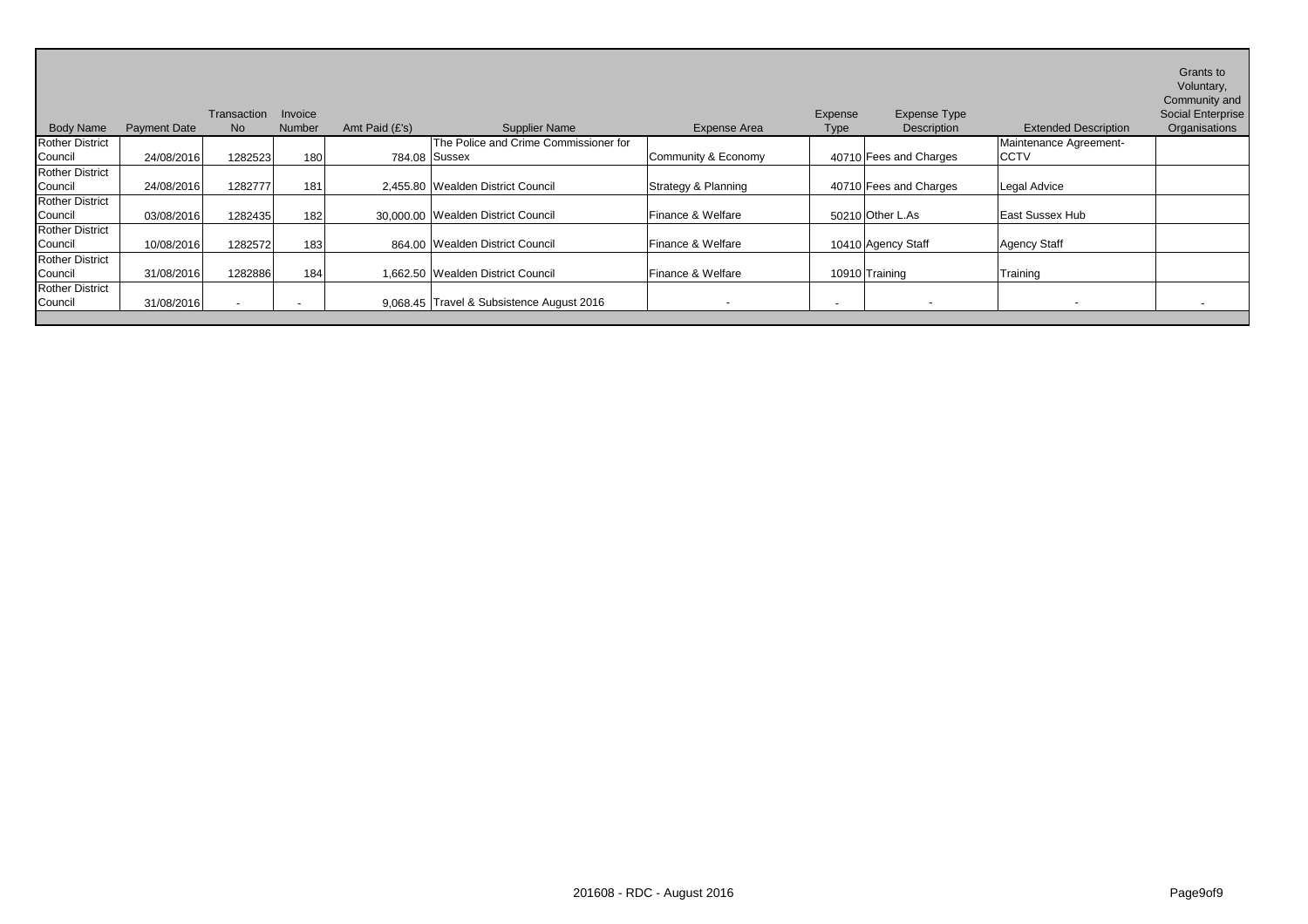| Body Name | Payment Date | Transaction No | Invoice Number | Amt Paid (£'s) | Supplier Name | Expense Area | Expense Type | Expense Type Description | Extended Description | Grants to Voluntary, Community and Social Enterprise Organisations |
|---|---|---|---|---|---|---|---|---|---|---|
| Rother District Council | 24/08/2016 | 1282523 | 180 | 784.08 | The Police and Crime Commissioner for Sussex | Community & Economy | 40710 | Fees and Charges | Maintenance Agreement-CCTV | |
| Rother District Council | 24/08/2016 | 1282777 | 181 | 2,455.80 | Wealden District Council | Strategy & Planning | 40710 | Fees and Charges | Legal Advice | |
| Rother District Council | 03/08/2016 | 1282435 | 182 | 30,000.00 | Wealden District Council | Finance & Welfare | 50210 | Other L.As | East Sussex Hub | |
| Rother District Council | 10/08/2016 | 1282572 | 183 | 864.00 | Wealden District Council | Finance & Welfare | 10410 | Agency Staff | Agency Staff | |
| Rother District Council | 31/08/2016 | 1282886 | 184 | 1,662.50 | Wealden District Council | Finance & Welfare | 10910 | Training | Training | |
| Rother District Council | 31/08/2016 | - | - | 9,068.45 | Travel & Subsistence August 2016 | - | - | - | - | - |

201608 - RDC - August 2016